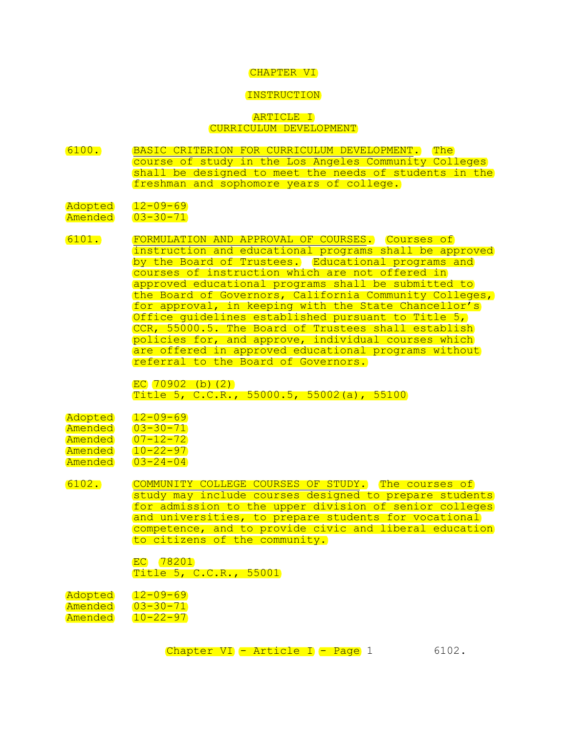# CHAPTER VI

# INSTRUCTION

## ARTICLE I
## CURRICULUM DEVELOPMENT

6100. BASIC CRITERION FOR CURRICULUM DEVELOPMENT. The course of study in the Los Angeles Community Colleges shall be designed to meet the needs of students in the freshman and sophomore years of college.

Adopted 12-09-69
Amended 03-30-71

6101. FORMULATION AND APPROVAL OF COURSES. Courses of instruction and educational programs shall be approved by the Board of Trustees. Educational programs and courses of instruction which are not offered in approved educational programs shall be submitted to the Board of Governors, California Community Colleges, for approval, in keeping with the State Chancellor's Office guidelines established pursuant to Title 5, CCR, 55000.5. The Board of Trustees shall establish policies for, and approve, individual courses which are offered in approved educational programs without referral to the Board of Governors.

EC 70902 (b)(2)
Title 5, C.C.R., 55000.5, 55002(a), 55100

Adopted 12-09-69
Amended 03-30-71
Amended 07-12-72
Amended 10-22-97
Amended 03-24-04

6102. COMMUNITY COLLEGE COURSES OF STUDY. The courses of study may include courses designed to prepare students for admission to the upper division of senior colleges and universities, to prepare students for vocational competence, and to provide civic and liberal education to citizens of the community.

EC 78201
Title 5, C.C.R., 55001

Adopted 12-09-69
Amended 03-30-71
Amended 10-22-97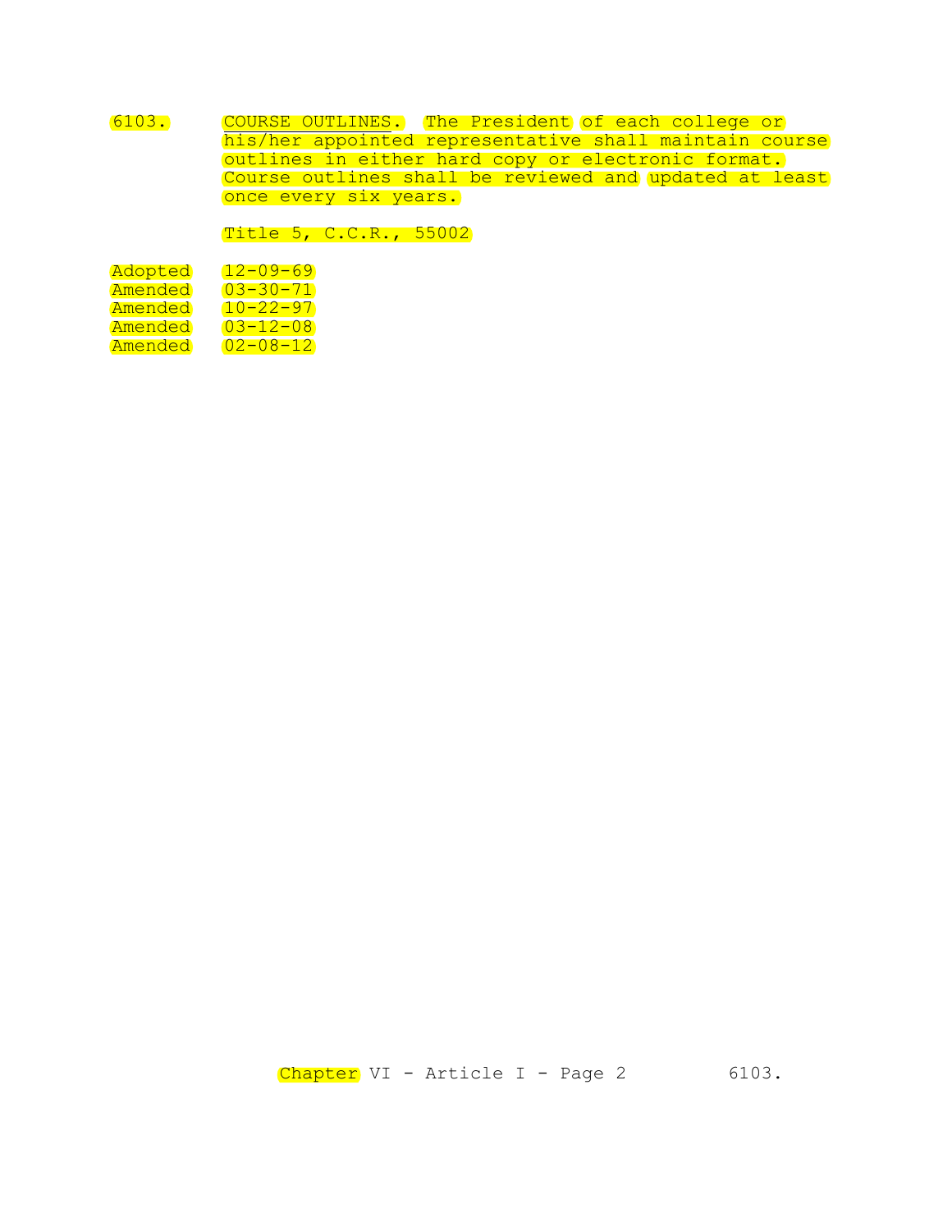6103. COURSE OUTLINES. The President of each college or his/her appointed representative shall maintain course outlines in either hard copy or electronic format. Course outlines shall be reviewed and updated at least once every six years.

Title 5, C.C.R., 55002

| | |
|---|---|
| Adopted | 12-09-69 |
| Amended | 03-30-71 |
| Amended | 10-22-97 |
| Amended | 03-12-08 |
| Amended | 02-08-12 |